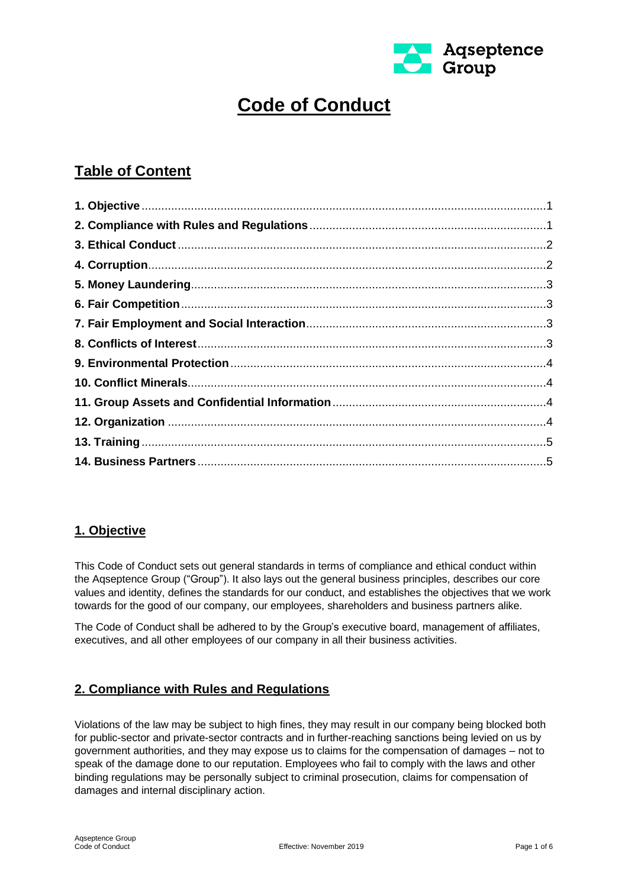# Code of Conduct

## Table of Content

1. Objective ........ 1
2. Compliance with Rules and Regulations ........ 1
3. Ethical Conduct ........ 2
4. Corruption ........ 2
5. Money Laundering ........ 3
6. Fair Competition ........ 3
7. Fair Employment and Social Interaction ........ 3
8. Conflicts of Interest ........ 3
9. Environmental Protection ........ 4
10. Conflict Minerals ........ 4
11. Group Assets and Confidential Information ........ 4
12. Organization ........ 4
13. Training ........ 5
14. Business Partners ........ 5

## 1. Objective

This Code of Conduct sets out general standards in terms of compliance and ethical conduct within the Aqseptence Group ("Group"). It also lays out the general business principles, describes our core values and identity, defines the standards for our conduct, and establishes the objectives that we work towards for the good of our company, our employees, shareholders and business partners alike.

The Code of Conduct shall be adhered to by the Group's executive board, management of affiliates, executives, and all other employees of our company in all their business activities.

## 2. Compliance with Rules and Regulations

Violations of the law may be subject to high fines, they may result in our company being blocked both for public-sector and private-sector contracts and in further-reaching sanctions being levied on us by government authorities, and they may expose us to claims for the compensation of damages – not to speak of the damage done to our reputation. Employees who fail to comply with the laws and other binding regulations may be personally subject to criminal prosecution, claims for compensation of damages and internal disciplinary action.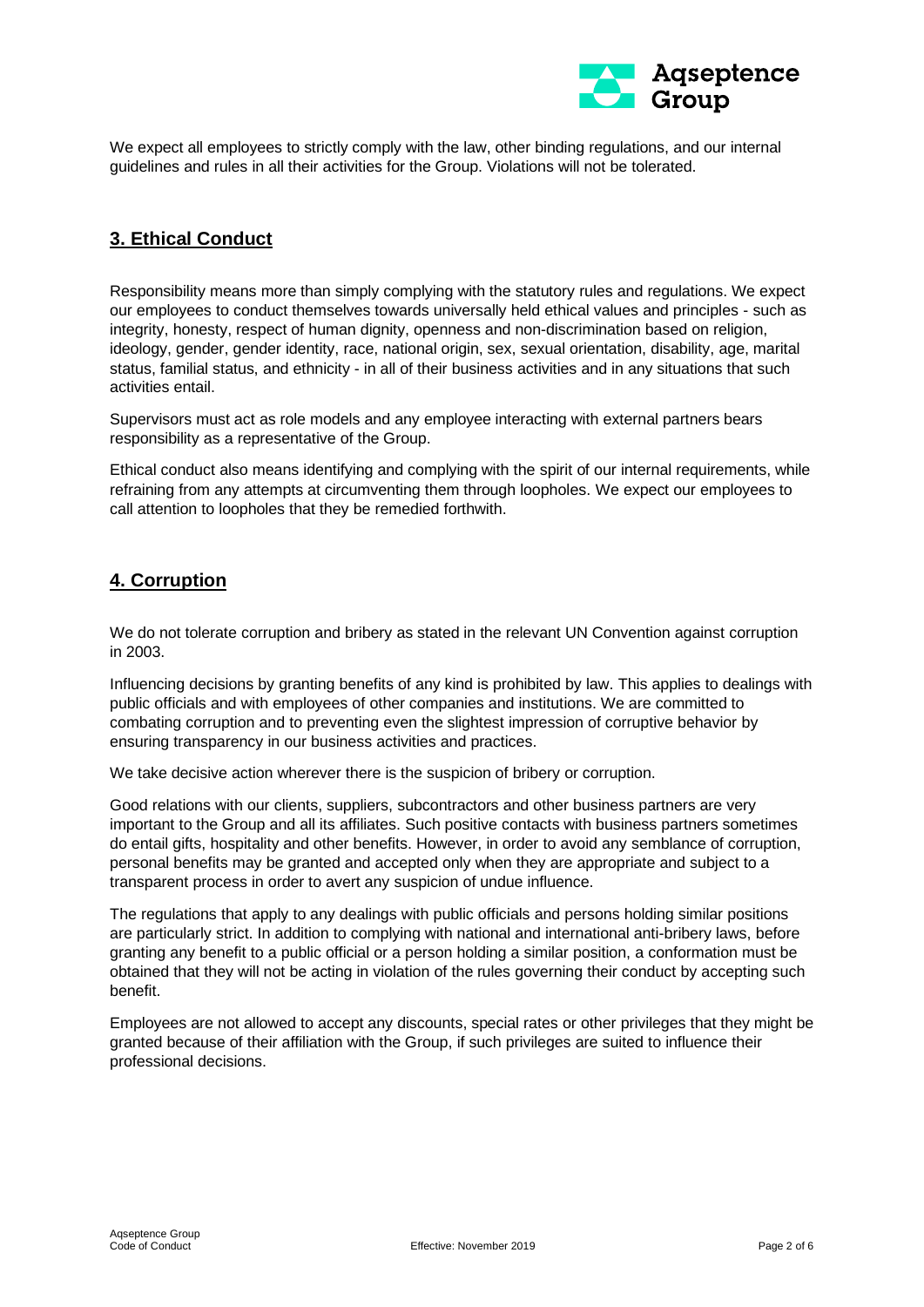We expect all employees to strictly comply with the law, other binding regulations, and our internal guidelines and rules in all their activities for the Group. Violations will not be tolerated.

## 3. Ethical Conduct

Responsibility means more than simply complying with the statutory rules and regulations. We expect our employees to conduct themselves towards universally held ethical values and principles - such as integrity, honesty, respect of human dignity, openness and non-discrimination based on religion, ideology, gender, gender identity, race, national origin, sex, sexual orientation, disability, age, marital status, familial status, and ethnicity - in all of their business activities and in any situations that such activities entail.

Supervisors must act as role models and any employee interacting with external partners bears responsibility as a representative of the Group.

Ethical conduct also means identifying and complying with the spirit of our internal requirements, while refraining from any attempts at circumventing them through loopholes. We expect our employees to call attention to loopholes that they be remedied forthwith.

## 4. Corruption

We do not tolerate corruption and bribery as stated in the relevant UN Convention against corruption in 2003.

Influencing decisions by granting benefits of any kind is prohibited by law. This applies to dealings with public officials and with employees of other companies and institutions. We are committed to combating corruption and to preventing even the slightest impression of corruptive behavior by ensuring transparency in our business activities and practices.

We take decisive action wherever there is the suspicion of bribery or corruption.

Good relations with our clients, suppliers, subcontractors and other business partners are very important to the Group and all its affiliates. Such positive contacts with business partners sometimes do entail gifts, hospitality and other benefits. However, in order to avoid any semblance of corruption, personal benefits may be granted and accepted only when they are appropriate and subject to a transparent process in order to avert any suspicion of undue influence.

The regulations that apply to any dealings with public officials and persons holding similar positions are particularly strict. In addition to complying with national and international anti-bribery laws, before granting any benefit to a public official or a person holding a similar position, a conformation must be obtained that they will not be acting in violation of the rules governing their conduct by accepting such benefit.

Employees are not allowed to accept any discounts, special rates or other privileges that they might be granted because of their affiliation with the Group, if such privileges are suited to influence their professional decisions.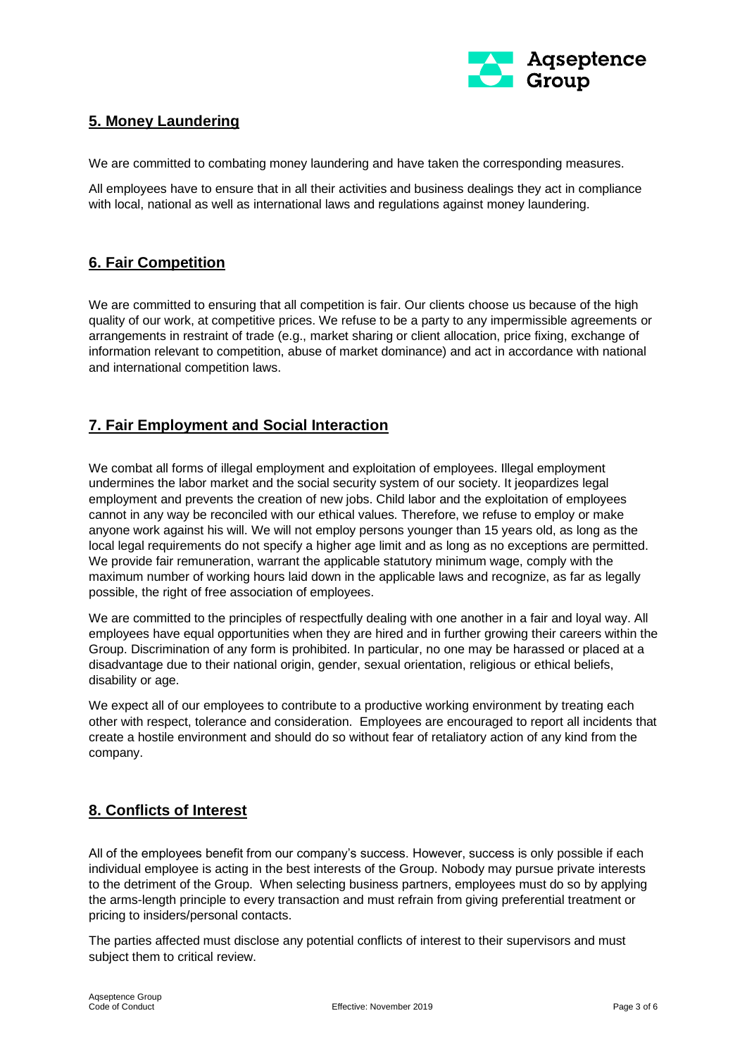## 5. Money Laundering

We are committed to combating money laundering and have taken the corresponding measures.

All employees have to ensure that in all their activities and business dealings they act in compliance with local, national as well as international laws and regulations against money laundering.

## 6. Fair Competition

We are committed to ensuring that all competition is fair. Our clients choose us because of the high quality of our work, at competitive prices. We refuse to be a party to any impermissible agreements or arrangements in restraint of trade (e.g., market sharing or client allocation, price fixing, exchange of information relevant to competition, abuse of market dominance) and act in accordance with national and international competition laws.

## 7. Fair Employment and Social Interaction

We combat all forms of illegal employment and exploitation of employees. Illegal employment undermines the labor market and the social security system of our society. It jeopardizes legal employment and prevents the creation of new jobs. Child labor and the exploitation of employees cannot in any way be reconciled with our ethical values. Therefore, we refuse to employ or make anyone work against his will. We will not employ persons younger than 15 years old, as long as the local legal requirements do not specify a higher age limit and as long as no exceptions are permitted. We provide fair remuneration, warrant the applicable statutory minimum wage, comply with the maximum number of working hours laid down in the applicable laws and recognize, as far as legally possible, the right of free association of employees.

We are committed to the principles of respectfully dealing with one another in a fair and loyal way. All employees have equal opportunities when they are hired and in further growing their careers within the Group. Discrimination of any form is prohibited. In particular, no one may be harassed or placed at a disadvantage due to their national origin, gender, sexual orientation, religious or ethical beliefs, disability or age.

We expect all of our employees to contribute to a productive working environment by treating each other with respect, tolerance and consideration. Employees are encouraged to report all incidents that create a hostile environment and should do so without fear of retaliatory action of any kind from the company.

## 8. Conflicts of Interest

All of the employees benefit from our company's success. However, success is only possible if each individual employee is acting in the best interests of the Group. Nobody may pursue private interests to the detriment of the Group. When selecting business partners, employees must do so by applying the arms-length principle to every transaction and must refrain from giving preferential treatment or pricing to insiders/personal contacts.

The parties affected must disclose any potential conflicts of interest to their supervisors and must subject them to critical review.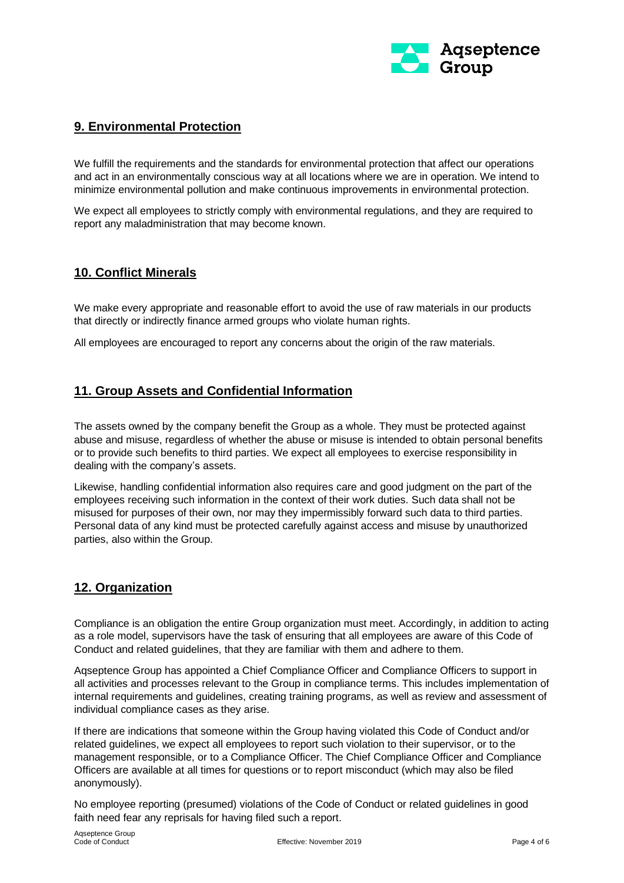## 9. Environmental Protection

We fulfill the requirements and the standards for environmental protection that affect our operations and act in an environmentally conscious way at all locations where we are in operation. We intend to minimize environmental pollution and make continuous improvements in environmental protection.

We expect all employees to strictly comply with environmental regulations, and they are required to report any maladministration that may become known.

## 10. Conflict Minerals

We make every appropriate and reasonable effort to avoid the use of raw materials in our products that directly or indirectly finance armed groups who violate human rights.

All employees are encouraged to report any concerns about the origin of the raw materials.

## 11. Group Assets and Confidential Information

The assets owned by the company benefit the Group as a whole. They must be protected against abuse and misuse, regardless of whether the abuse or misuse is intended to obtain personal benefits or to provide such benefits to third parties. We expect all employees to exercise responsibility in dealing with the company's assets.

Likewise, handling confidential information also requires care and good judgment on the part of the employees receiving such information in the context of their work duties. Such data shall not be misused for purposes of their own, nor may they impermissibly forward such data to third parties. Personal data of any kind must be protected carefully against access and misuse by unauthorized parties, also within the Group.

## 12. Organization

Compliance is an obligation the entire Group organization must meet. Accordingly, in addition to acting as a role model, supervisors have the task of ensuring that all employees are aware of this Code of Conduct and related guidelines, that they are familiar with them and adhere to them.

Aqseptence Group has appointed a Chief Compliance Officer and Compliance Officers to support in all activities and processes relevant to the Group in compliance terms. This includes implementation of internal requirements and guidelines, creating training programs, as well as review and assessment of individual compliance cases as they arise.

If there are indications that someone within the Group having violated this Code of Conduct and/or related guidelines, we expect all employees to report such violation to their supervisor, or to the management responsible, or to a Compliance Officer. The Chief Compliance Officer and Compliance Officers are available at all times for questions or to report misconduct (which may also be filed anonymously).

No employee reporting (presumed) violations of the Code of Conduct or related guidelines in good faith need fear any reprisals for having filed such a report.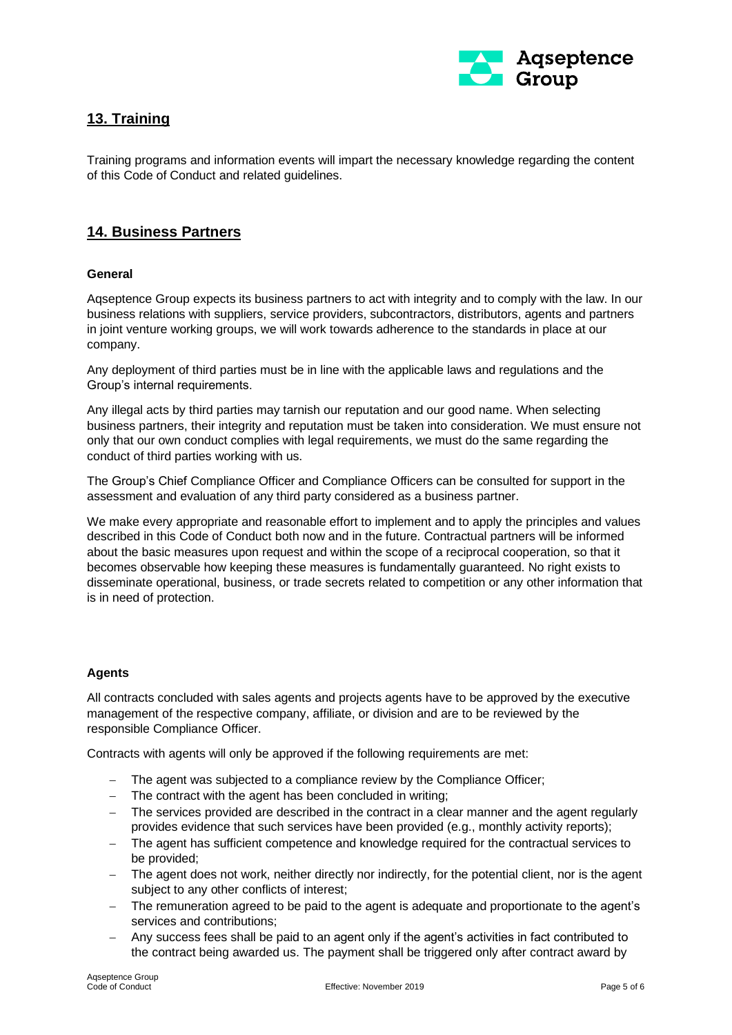## 13. Training

Training programs and information events will impart the necessary knowledge regarding the content of this Code of Conduct and related guidelines.

## 14. Business Partners

### General

Aqseptence Group expects its business partners to act with integrity and to comply with the law. In our business relations with suppliers, service providers, subcontractors, distributors, agents and partners in joint venture working groups, we will work towards adherence to the standards in place at our company.

Any deployment of third parties must be in line with the applicable laws and regulations and the Group's internal requirements.

Any illegal acts by third parties may tarnish our reputation and our good name. When selecting business partners, their integrity and reputation must be taken into consideration. We must ensure not only that our own conduct complies with legal requirements, we must do the same regarding the conduct of third parties working with us.

The Group's Chief Compliance Officer and Compliance Officers can be consulted for support in the assessment and evaluation of any third party considered as a business partner.

We make every appropriate and reasonable effort to implement and to apply the principles and values described in this Code of Conduct both now and in the future. Contractual partners will be informed about the basic measures upon request and within the scope of a reciprocal cooperation, so that it becomes observable how keeping these measures is fundamentally guaranteed. No right exists to disseminate operational, business, or trade secrets related to competition or any other information that is in need of protection.

### Agents

All contracts concluded with sales agents and projects agents have to be approved by the executive management of the respective company, affiliate, or division and are to be reviewed by the responsible Compliance Officer.

Contracts with agents will only be approved if the following requirements are met:

- The agent was subjected to a compliance review by the Compliance Officer;
- The contract with the agent has been concluded in writing;
- The services provided are described in the contract in a clear manner and the agent regularly provides evidence that such services have been provided (e.g., monthly activity reports);
- The agent has sufficient competence and knowledge required for the contractual services to be provided;
- The agent does not work, neither directly nor indirectly, for the potential client, nor is the agent subject to any other conflicts of interest;
- The remuneration agreed to be paid to the agent is adequate and proportionate to the agent's services and contributions;
- Any success fees shall be paid to an agent only if the agent's activities in fact contributed to the contract being awarded us. The payment shall be triggered only after contract award by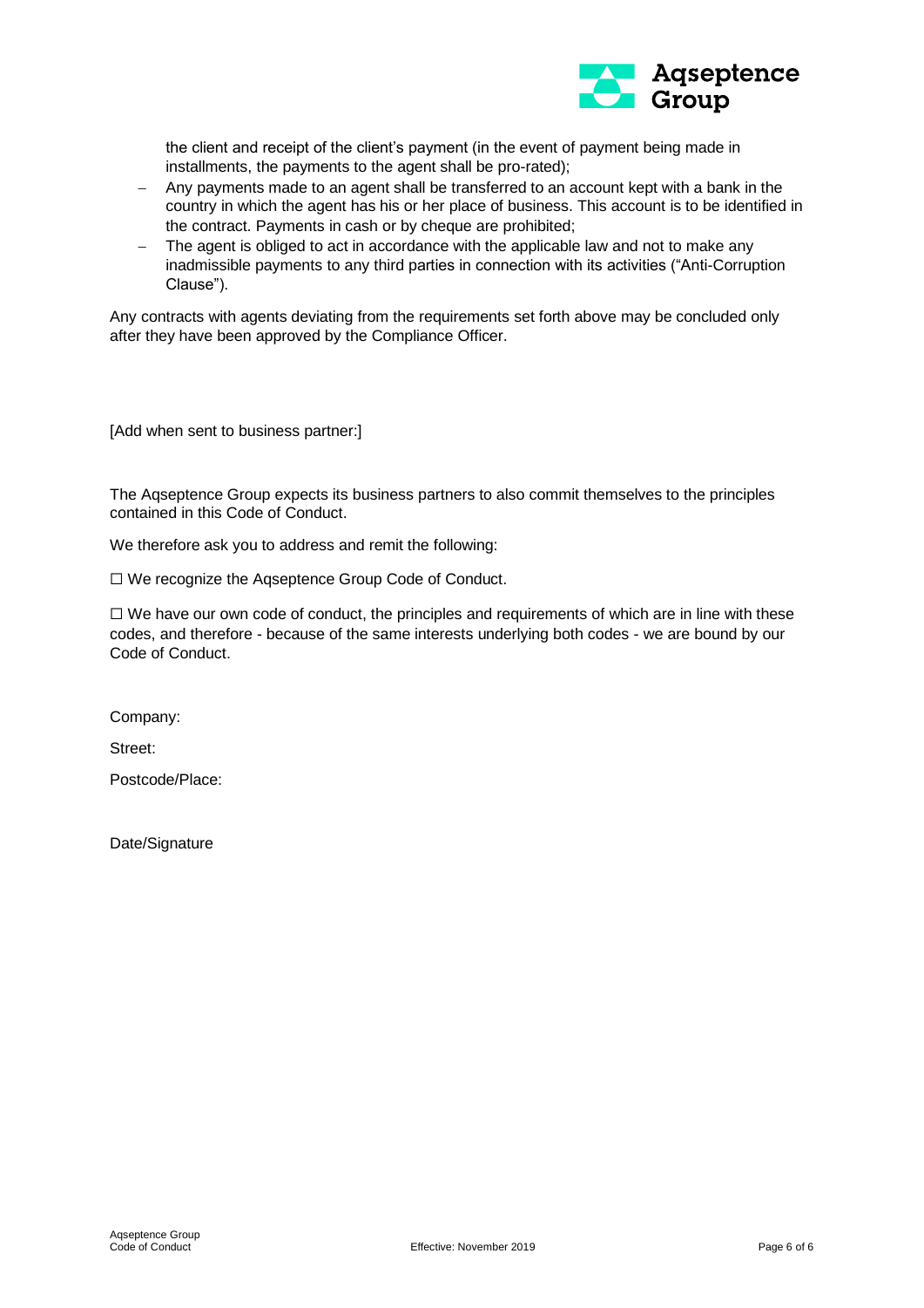the client and receipt of the client's payment (in the event of payment being made in installments, the payments to the agent shall be pro-rated);

- Any payments made to an agent shall be transferred to an account kept with a bank in the country in which the agent has his or her place of business. This account is to be identified in the contract. Payments in cash or by cheque are prohibited;
- The agent is obliged to act in accordance with the applicable law and not to make any inadmissible payments to any third parties in connection with its activities ("Anti-Corruption Clause").

Any contracts with agents deviating from the requirements set forth above may be concluded only after they have been approved by the Compliance Officer.

[Add when sent to business partner:]

The Aqseptence Group expects its business partners to also commit themselves to the principles contained in this Code of Conduct.

We therefore ask you to address and remit the following:

☐ We recognize the Aqseptence Group Code of Conduct.

☐ We have our own code of conduct, the principles and requirements of which are in line with these codes, and therefore - because of the same interests underlying both codes - we are bound by our Code of Conduct.

Company:

Street:

Postcode/Place:

Date/Signature